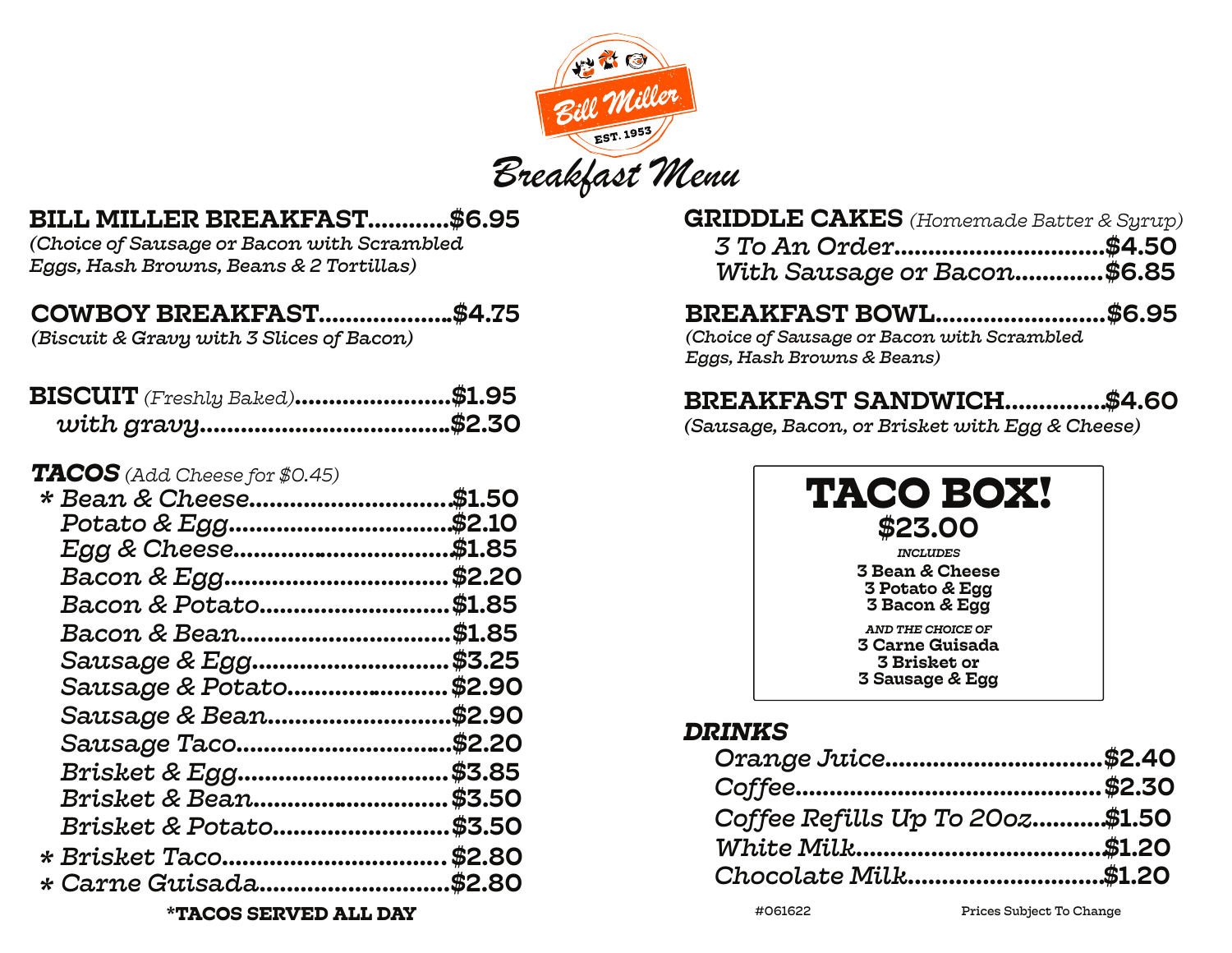Bill Miller

EST. 1953

# Breakfast Menu

**BILL MILLER BREAKFAST............$6.95**
*(Choice of Sausage or Bacon with Scrambled Eggs, Hash Browns, Beans & 2 Tortillas)*

**COWBOY BREAKFAST...................$4.75**
*(Biscuit & Gravy with 3 Slices of Bacon)*

**BISCUIT** *(Freshly Baked)*.......................$1.95
*with gravy*....................................$2.30

## *TACOS* *(Add Cheese for $0.45)*

- *\* Bean & Cheese*............................$1.50
- *Potato & Egg*................................$2.10
- *Egg & Cheese*...............................$1.85
- *Bacon & Egg*................................$2.20
- *Bacon & Potato*............................$1.85
- *Bacon & Bean*...............................$1.85
- *Sausage & Egg*.............................$3.25
- *Sausage & Potato*.........................$2.90
- *Sausage & Bean*............................$2.90
- *Sausage Taco*................................$2.20
- *Brisket & Egg*...............................$3.85
- *Brisket & Bean*.............................$3.50
- *Brisket & Potato*..........................$3.50
- *\* Brisket Taco*................................$2.80
- *\* Carne Guisada*...........................$2.80

**\*TACOS SERVED ALL DAY**

**GRIDDLE CAKES** *(Homemade Batter & Syrup)*
*3 To An Order*..............................$4.50
*With Sausage or Bacon*.............$6.85

**BREAKFAST BOWL........................$6.95**
*(Choice of Sausage or Bacon with Scrambled Eggs, Hash Browns & Beans)*

**BREAKFAST SANDWICH..............$4.60**
*(Sausage, Bacon, or Brisket with Egg & Cheese)*

## TACO BOX!

**$23.00**

*INCLUDES*

**3 Bean & Cheese**
**3 Potato & Egg**
**3 Bacon & Egg**

*AND THE CHOICE OF*

**3 Carne Guisada**
**3 Brisket or**
**3 Sausage & Egg**

## *DRINKS*

- *Orange Juice*...............................$2.40
- *Coffee*............................................$2.30
- *Coffee Refills Up To 20oz*..........$1.50
- *White Milk*...................................$1.20
- *Chocolate Milk*............................$1.20

#061622

Prices Subject To Change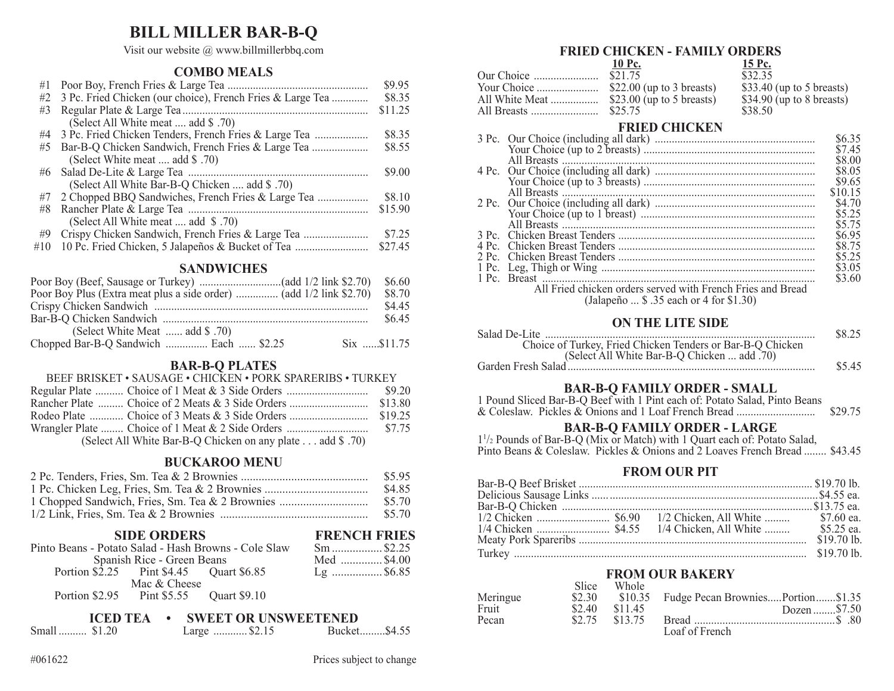# BILL MILLER BAR-B-Q

Visit our website @ www.billmillerbbq.com

## COMBO MEALS

| | | |
|---|---|---|
| #1 | Poor Boy, French Fries & Large Tea | $9.95 |
| #2 | 3 Pc. Fried Chicken (our choice), French Fries & Large Tea | $8.35 |
| #3 | Regular Plate & Large Tea (Select All White meat .... add $ .70) | $11.25 |
| #4 | 3 Pc. Fried Chicken Tenders, French Fries & Large Tea | $8.35 |
| #5 | Bar-B-Q Chicken Sandwich, French Fries & Large Tea (Select White meat .... add $ .70) | $8.55 |
| #6 | Salad De-Lite & Large Tea (Select All White Bar-B-Q Chicken .... add $ .70) | $9.00 |
| #7 | 2 Chopped BBQ Sandwiches, French Fries & Large Tea | $8.10 |
| #8 | Rancher Plate & Large Tea (Select All White meat .... add $ .70) | $15.90 |
| #9 | Crispy Chicken Sandwich, French Fries & Large Tea | $7.25 |
| #10 | 10 Pc. Fried Chicken, 5 Jalapeños & Bucket of Tea | $27.45 |

## SANDWICHES

| | |
|---|---|
| Poor Boy (Beef, Sausage or Turkey) (add 1/2 link $2.70) | $6.60 |
| Poor Boy Plus (Extra meat plus a side order) (add 1/2 link $2.70) | $8.70 |
| Crispy Chicken Sandwich | $4.45 |
| Bar-B-Q Chicken Sandwich (Select White Meat ...... add $ .70) | $6.45 |
| Chopped Bar-B-Q Sandwich ............... Each ...... $2.25 | Six ......$11.75 |

## BAR-B-Q PLATES

BEEF BRISKET • SAUSAGE • CHICKEN • PORK SPARERIBS • TURKEY

| | | |
|---|---|---|
| Regular Plate | Choice of 1 Meat & 3 Side Orders | $9.20 |
| Rancher Plate | Choice of 2 Meats & 3 Side Orders | $13.80 |
| Rodeo Plate | Choice of 3 Meats & 3 Side Orders | $19.25 |
| Wrangler Plate | Choice of 1 Meat & 2 Side Orders | $7.75 |

(Select All White Bar-B-Q Chicken on any plate . . . add $ .70)

## BUCKAROO MENU

| | |
|---|---|
| 2 Pc. Tenders, Fries, Sm. Tea & 2 Brownies | $5.95 |
| 1 Pc. Chicken Leg, Fries, Sm. Tea & 2 Brownies | $4.85 |
| 1 Chopped Sandwich, Fries, Sm. Tea & 2 Brownies | $5.70 |
| 1/2 Link, Fries, Sm. Tea & 2 Brownies | $5.70 |

## SIDE ORDERS

Pinto Beans - Potato Salad - Hash Browns - Cole Slaw
Spanish Rice - Green Beans
Portion $2.25 Pint $4.45 Quart $6.85

Mac & Cheese
Portion $2.95 Pint $5.55 Quart $9.10

## FRENCH FRIES

| | |
|---|---|
| Sm | $2.25 |
| Med | $4.00 |
| Lg | $6.85 |

## ICED TEA • SWEET OR UNSWEETENED

Small .......... $1.20 Large ............ $2.15 Bucket.........$4.55

#061622

Prices subject to change

## FRIED CHICKEN - FAMILY ORDERS

| | 10 Pc. | 15 Pc. |
|---|---|---|
| Our Choice | $21.75 | $32.35 |
| Your Choice | $22.00 (up to 3 breasts) | $33.40 (up to 5 breasts) |
| All White Meat | $23.00 (up to 5 breasts) | $34.90 (up to 8 breasts) |
| All Breasts | $25.75 | $38.50 |

## FRIED CHICKEN

| | | |
|---|---|---|
| 3 Pc. | Our Choice (including all dark) | $6.35 |
| | Your Choice (up to 2 breasts) | $7.45 |
| | All Breasts | $8.00 |
| 4 Pc. | Our Choice (including all dark) | $8.05 |
| | Your Choice (up to 3 breasts) | $9.65 |
| | All Breasts | $10.15 |
| 2 Pc. | Our Choice (including all dark) | $4.70 |
| | Your Choice (up to 1 breast) | $5.25 |
| | All Breasts | $5.75 |
| 3 Pc. | Chicken Breast Tenders | $6.95 |
| 4 Pc. | Chicken Breast Tenders | $8.75 |
| 2 Pc. | Chicken Breast Tenders | $5.25 |
| 1 Pc. | Leg, Thigh or Wing | $3.05 |
| 1 Pc. | Breast | $3.60 |

All Fried chicken orders served with French Fries and Bread
(Jalapeño ... $ .35 each or 4 for $1.30)

## ON THE LITE SIDE

| | |
|---|---|
| Salad De-Lite (Choice of Turkey, Fried Chicken Tenders or Bar-B-Q Chicken) (Select All White Bar-B-Q Chicken ... add .70) | $8.25 |
| Garden Fresh Salad | $5.45 |

## BAR-B-Q FAMILY ORDER - SMALL

1 Pound Sliced Bar-B-Q Beef with 1 Pint each of: Potato Salad, Pinto Beans & Coleslaw. Pickles & Onions and 1 Loaf French Bread ........ $29.75

## BAR-B-Q FAMILY ORDER - LARGE

1½ Pounds of Bar-B-Q (Mix or Match) with 1 Quart each of: Potato Salad, Pinto Beans & Coleslaw. Pickles & Onions and 2 Loaves French Bread ........ $43.45

## FROM OUR PIT

| | | | |
|---|---|---|---|
| Bar-B-Q Beef Brisket | | | $19.70 lb. |
| Delicious Sausage Links | | | $4.55 ea. |
| Bar-B-Q Chicken | | | $13.75 ea. |
| 1/2 Chicken | $6.90 | 1/2 Chicken, All White | $7.60 ea. |
| 1/4 Chicken | $4.55 | 1/4 Chicken, All White | $5.25 ea. |
| Meaty Pork Spareribs | | | $19.70 lb. |
| Turkey | | | $19.70 lb. |

## FROM OUR BAKERY

| | Slice | Whole |
|---|---|---|
| Meringue | $2.30 | $10.35 |
| Fruit | $2.40 | $11.45 |
| Pecan | $2.75 | $13.75 |

Fudge Pecan Brownies.....Portion.......$1.35
Dozen........$7.50

Bread ........ $ .80
Loaf of French